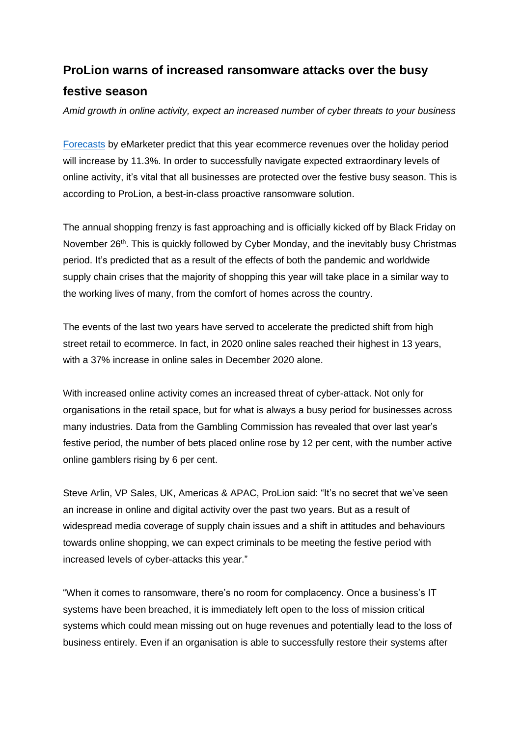## ProLion warns of increased ransomware attacks over the busy festive season

*Amid growth in online activity, expect an increased number of cyber threats to your business*

Forecasts by eMarketer predict that this year ecommerce revenues over the holiday period will increase by 11.3%. In order to successfully navigate expected extraordinary levels of online activity, it's vital that all businesses are protected over the festive busy season. This is according to ProLion, a best-in-class proactive ransomware solution.

The annual shopping frenzy is fast approaching and is officially kicked off by Black Friday on November 26th. This is quickly followed by Cyber Monday, and the inevitably busy Christmas period. It's predicted that as a result of the effects of both the pandemic and worldwide supply chain crises that the majority of shopping this year will take place in a similar way to the working lives of many, from the comfort of homes across the country.

The events of the last two years have served to accelerate the predicted shift from high street retail to ecommerce. In fact, in 2020 online sales reached their highest in 13 years, with a 37% increase in online sales in December 2020 alone.

With increased online activity comes an increased threat of cyber-attack. Not only for organisations in the retail space, but for what is always a busy period for businesses across many industries. Data from the Gambling Commission has revealed that over last year's festive period, the number of bets placed online rose by 12 per cent, with the number active online gamblers rising by 6 per cent.

Steve Arlin, VP Sales, UK, Americas & APAC, ProLion said: "It's no secret that we've seen an increase in online and digital activity over the past two years. But as a result of widespread media coverage of supply chain issues and a shift in attitudes and behaviours towards online shopping, we can expect criminals to be meeting the festive period with increased levels of cyber-attacks this year."

"When it comes to ransomware, there's no room for complacency. Once a business's IT systems have been breached, it is immediately left open to the loss of mission critical systems which could mean missing out on huge revenues and potentially lead to the loss of business entirely. Even if an organisation is able to successfully restore their systems after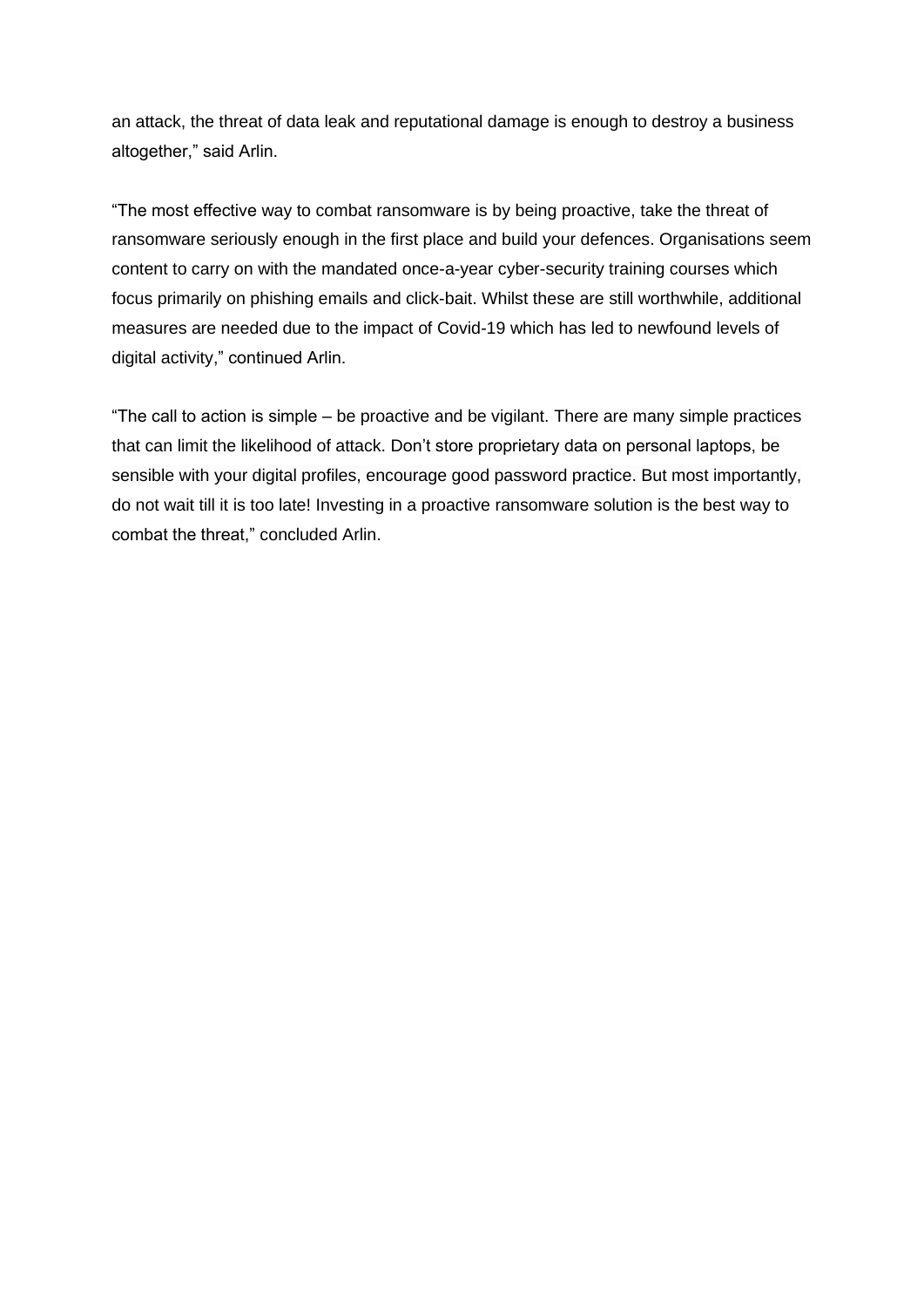an attack, the threat of data leak and reputational damage is enough to destroy a business altogether," said Arlin.

"The most effective way to combat ransomware is by being proactive, take the threat of ransomware seriously enough in the first place and build your defences. Organisations seem content to carry on with the mandated once-a-year cyber-security training courses which focus primarily on phishing emails and click-bait. Whilst these are still worthwhile, additional measures are needed due to the impact of Covid-19 which has led to newfound levels of digital activity," continued Arlin.

"The call to action is simple – be proactive and be vigilant. There are many simple practices that can limit the likelihood of attack. Don't store proprietary data on personal laptops, be sensible with your digital profiles, encourage good password practice. But most importantly, do not wait till it is too late! Investing in a proactive ransomware solution is the best way to combat the threat," concluded Arlin.